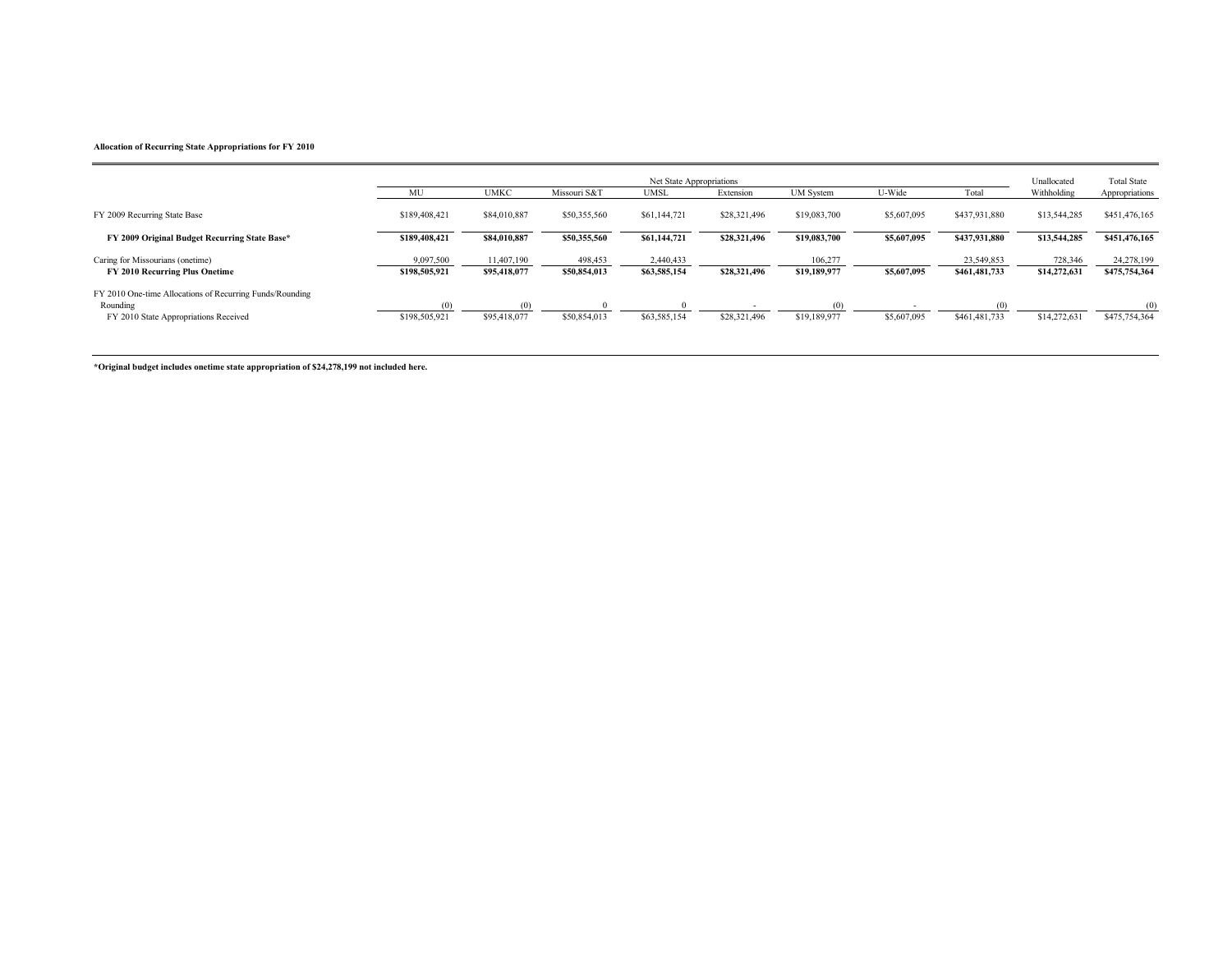**Allocation of Recurring State Appropriations for FY 2010**

| | Net State Appropriations | | | | | | | | Unallocated | Total State |
|---|---|---|---|---|---|---|---|---|---|---|
| | MU | UMKC | Missouri S&T | UMSL | Extension | UM System | U-Wide | Total | Withholding | Appropriations |
| FY 2009 Recurring State Base | $189,408,421 | $84,010,887 | $50,355,560 | $61,144,721 | $28,321,496 | $19,083,700 | $5,607,095 | $437,931,880 | $13,544,285 | $451,476,165 |
| **FY 2009 Original Budget Recurring State Base*** | **$189,408,421** | **$84,010,887** | **$50,355,560** | **$61,144,721** | **$28,321,496** | **$19,083,700** | **$5,607,095** | **$437,931,880** | **$13,544,285** | **$451,476,165** |
| Caring for Missourians (onetime) | 9,097,500 | 11,407,190 | 498,453 | 2,440,433 | | 106,277 | | 23,549,853 | 728,346 | 24,278,199 |
| **FY 2010 Recurring Plus Onetime** | **$198,505,921** | **$95,418,077** | **$50,854,013** | **$63,585,154** | **$28,321,496** | **$19,189,977** | **$5,607,095** | **$461,481,733** | **$14,272,631** | **$475,754,364** |
| FY 2010 One-time Allocations of Recurring Funds/Rounding | | | | | | | | | | |
| Rounding | (0) | (0) | 0 | 0 | - | (0) | - | (0) | | (0) |
| FY 2010 State Appropriations Received | $198,505,921 | $95,418,077 | $50,854,013 | $63,585,154 | $28,321,496 | $19,189,977 | $5,607,095 | $461,481,733 | $14,272,631 | $475,754,364 |

**\*Original budget includes onetime state appropriation of $24,278,199 not included here.**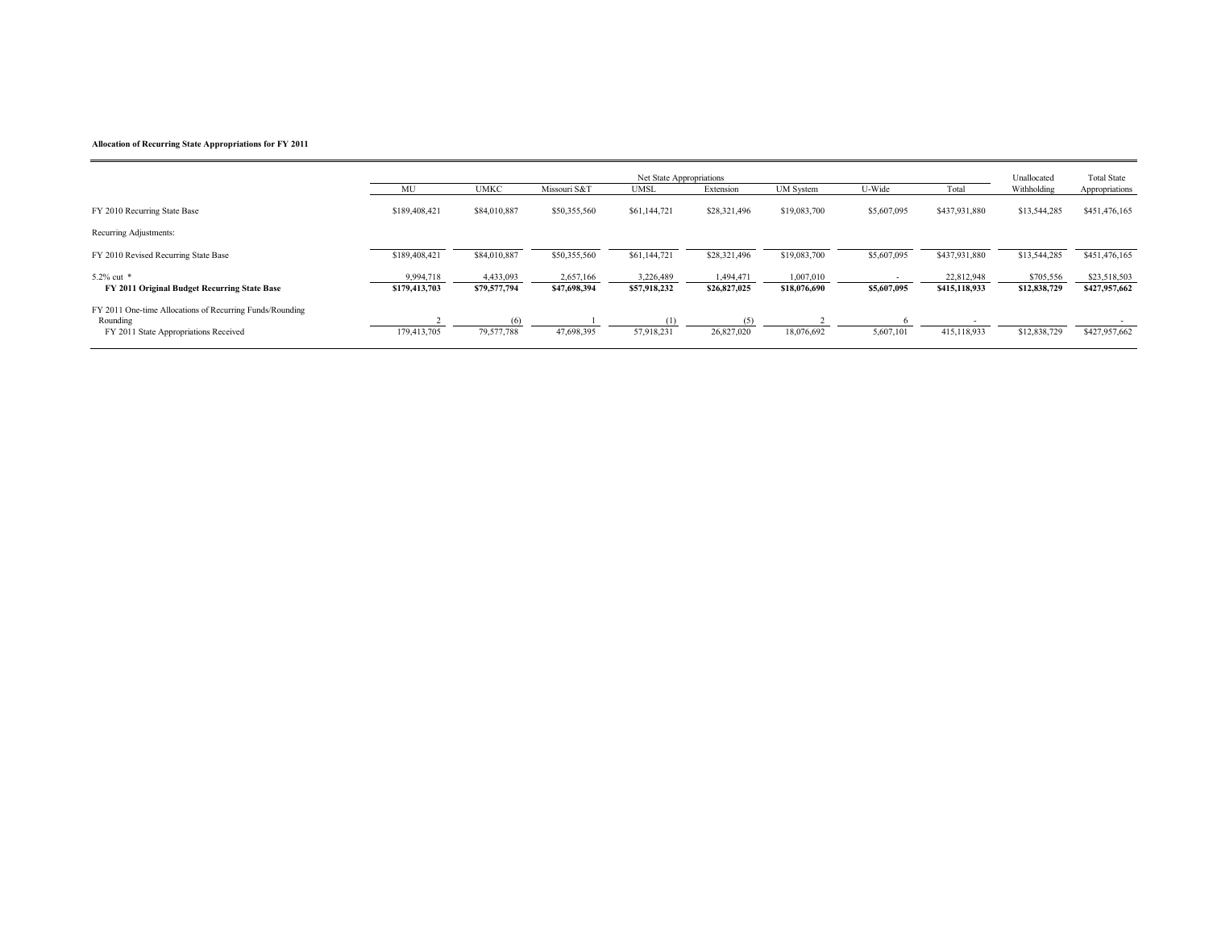**Allocation of Recurring State Appropriations for FY 2011**

| | Net State Appropriations | | | | | | | | Unallocated | Total State |
|---|---|---|---|---|---|---|---|---|---|---|
| | MU | UMKC | Missouri S&T | UMSL | Extension | UM System | U-Wide | Total | Withholding | Appropriations |
| FY 2010 Recurring State Base | $189,408,421 | $84,010,887 | $50,355,560 | $61,144,721 | $28,321,496 | $19,083,700 | $5,607,095 | $437,931,880 | $13,544,285 | $451,476,165 |
| Recurring Adjustments: | | | | | | | | | | |
| FY 2010 Revised Recurring State Base | $189,408,421 | $84,010,887 | $50,355,560 | $61,144,721 | $28,321,496 | $19,083,700 | $5,607,095 | $437,931,880 | $13,544,285 | $451,476,165 |
| 5.2% cut * | 9,994,718 | 4,433,093 | 2,657,166 | 3,226,489 | 1,494,471 | 1,007,010 | - | 22,812,948 | $705,556 | $23,518,503 |
| **FY 2011 Original Budget Recurring State Base** | **$179,413,703** | **$79,577,794** | **$47,698,394** | **$57,918,232** | **$26,827,025** | **$18,076,690** | **$5,607,095** | **$415,118,933** | **$12,838,729** | **$427,957,662** |
| FY 2011 One-time Allocations of Recurring Funds/Rounding | | | | | | | | | | |
| Rounding | 2 | (6) | 1 | (1) | (5) | 2 | 6 | - | | - |
| FY 2011 State Appropriations Received | 179,413,705 | 79,577,788 | 47,698,395 | 57,918,231 | 26,827,020 | 18,076,692 | 5,607,101 | 415,118,933 | $12,838,729 | $427,957,662 |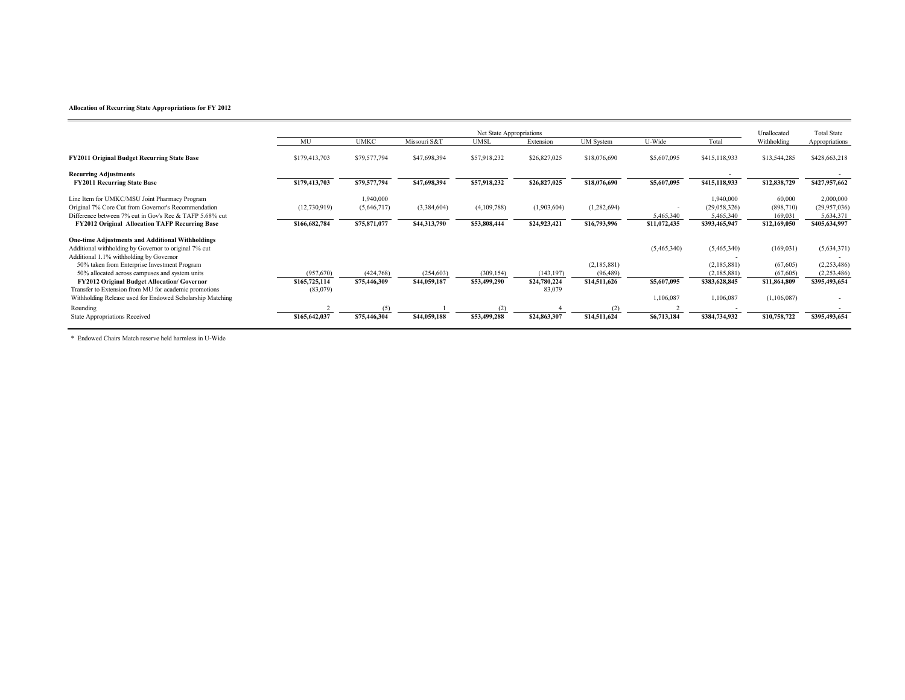**Allocation of Recurring State Appropriations for FY 2012**

| | Net State Appropriations | | | | | | | | Unallocated | Total State |
|---|---|---|---|---|---|---|---|---|---|---|
| | MU | UMKC | Missouri S&T | UMSL | Extension | UM System | U-Wide | Total | Withholding | Appropriations |
| **FY2011 Original Budget Recurring State Base** | $179,413,703 | $79,577,794 | $47,698,394 | $57,918,232 | $26,827,025 | $18,076,690 | $5,607,095 | $415,118,933 | $13,544,285 | $428,663,218 |
| **Recurring Adjustments** | | | | | | | | - | | - |
| **FY2011 Recurring State Base** | **$179,413,703** | **$79,577,794** | **$47,698,394** | **$57,918,232** | **$26,827,025** | **$18,076,690** | **$5,607,095** | **$415,118,933** | **$12,838,729** | **$427,957,662** |
| Line Item for UMKC/MSU Joint Pharmacy Program | | 1,940,000 | | | | | | 1,940,000 | 60,000 | 2,000,000 |
| Original 7% Core Cut from Governor's Recommendation | (12,730,919) | (5,646,717) | (3,384,604) | (4,109,788) | (1,903,604) | (1,282,694) | - | (29,058,326) | (898,710) | (29,957,036) |
| Difference between 7% cut in Gov's Rec & TAFP 5.68% cut | | | | | | | 5,465,340 | 5,465,340 | 169,031 | 5,634,371 |
| **FY2012 Original Allocation TAFP Recurring Base** | **$166,682,784** | **$75,871,077** | **$44,313,790** | **$53,808,444** | **$24,923,421** | **$16,793,996** | **$11,072,435** | **$393,465,947** | **$12,169,050** | **$405,634,997** |
| **One-time Adjustments and Additional Withholdings** | | | | | | | | | | |
| Additional withholding by Governor to original 7% cut | | | | | | | (5,465,340) | (5,465,340) | (169,031) | (5,634,371) |
| Additional 1.1% withholding by Governor | | | | | | | | - | | - |
| 50% taken from Enterprise Investment Program | | | | | | (2,185,881) | | (2,185,881) | (67,605) | (2,253,486) |
| 50% allocated across campuses and system units | (957,670) | (424,768) | (254,603) | (309,154) | (143,197) | (96,489) | | (2,185,881) | (67,605) | (2,253,486) |
| **FY2012 Original Budget Allocation/ Governor** | **$165,725,114** | **$75,446,309** | **$44,059,187** | **$53,499,290** | **$24,780,224** | **$14,511,626** | **$5,607,095** | **$383,628,845** | **$11,864,809** | **$395,493,654** |
| Transfer to Extension from MU for academic promotions | (83,079) | | | | 83,079 | | | | | |
| Withholding Release used for Endowed Scholarship Matching | | | | | | | 1,106,087 | 1,106,087 | (1,106,087) | - |
| Rounding | 2 | (5) | 1 | (2) | 4 | (2) | 2 | - | | - |
| State Appropriations Received | **$165,642,037** | **$75,446,304** | **$44,059,188** | **$53,499,288** | **$24,863,307** | **$14,511,624** | **$6,713,184** | **$384,734,932** | **$10,758,722** | **$395,493,654** |

* Endowed Chairs Match reserve held harmless in U-Wide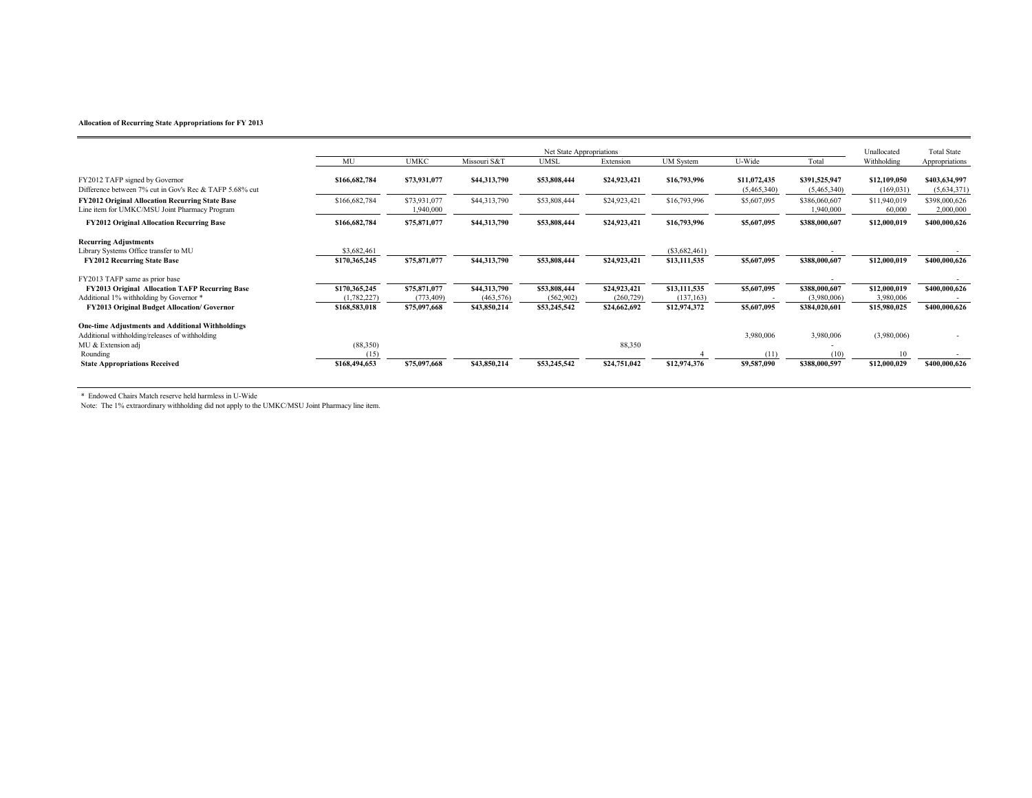**Allocation of Recurring State Appropriations for FY 2013**

| | Net State Appropriations | | | | | | | | Unallocated | Total State |
|---|---|---|---|---|---|---|---|---|---|---|
| | MU | UMKC | Missouri S&T | UMSL | Extension | UM System | U-Wide | Total | Withholding | Appropriations |
| FY2012 TAFP signed by Governor | **$166,682,784** | **$73,931,077** | **$44,313,790** | **$53,808,444** | **$24,923,421** | **$16,793,996** | **$11,072,435** | **$391,525,947** | **$12,109,050** | **$403,634,997** |
| Difference between 7% cut in Gov's Rec & TAFP 5.68% cut | | | | | | | (5,465,340) | (5,465,340) | (169,031) | (5,634,371) |
| **FY2012 Original Allocation Recurring State Base** | $166,682,784 | $73,931,077 | $44,313,790 | $53,808,444 | $24,923,421 | $16,793,996 | $5,607,095 | $386,060,607 | $11,940,019 | $398,000,626 |
| Line item for UMKC/MSU Joint Pharmacy Program | | 1,940,000 | | | | | | 1,940,000 | 60,000 | 2,000,000 |
| **FY2012 Original Allocation Recurring Base** | **$166,682,784** | **$75,871,077** | **$44,313,790** | **$53,808,444** | **$24,923,421** | **$16,793,996** | **$5,607,095** | **$388,000,607** | **$12,000,019** | **$400,000,626** |
| **Recurring Adjustments** | | | | | | | | | | |
| Library Systems Office transfer to MU | $3,682,461 | | | | | ($3,682,461) | | - | | - |
| **FY2012 Recurring State Base** | **$170,365,245** | **$75,871,077** | **$44,313,790** | **$53,808,444** | **$24,923,421** | **$13,111,535** | **$5,607,095** | **$388,000,607** | **$12,000,019** | **$400,000,626** |
| FY2013 TAFP same as prior base | | | | | | | | - | | - |
| **FY2013 Original Allocation TAFP Recurring Base** | **$170,365,245** | **$75,871,077** | **$44,313,790** | **$53,808,444** | **$24,923,421** | **$13,111,535** | **$5,607,095** | **$388,000,607** | **$12,000,019** | **$400,000,626** |
| Additional 1% withholding by Governor * | (1,782,227) | (773,409) | (463,576) | (562,902) | (260,729) | (137,163) | - | (3,980,006) | 3,980,006 | - |
| **FY2013 Original Budget Allocation/ Governor** | **$168,583,018** | **$75,097,668** | **$43,850,214** | **$53,245,542** | **$24,662,692** | **$12,974,372** | **$5,607,095** | **$384,020,601** | **$15,980,025** | **$400,000,626** |
| **One-time Adjustments and Additional Withholdings** | | | | | | | | | | |
| Additional withholding/releases of withholding | | | | | | | 3,980,006 | 3,980,006 | (3,980,006) | - |
| MU & Extension adj | (88,350) | | | | 88,350 | | | - | | |
| Rounding | (15) | | | | | 4 | (11) | (10) | 10 | - |
| **State Appropriations Received** | **$168,494,653** | **$75,097,668** | **$43,850,214** | **$53,245,542** | **$24,751,042** | **$12,974,376** | **$9,587,090** | **$388,000,597** | **$12,000,029** | **$400,000,626** |

\* Endowed Chairs Match reserve held harmless in U-Wide

Note: The 1% extraordinary withholding did not apply to the UMKC/MSU Joint Pharmacy line item.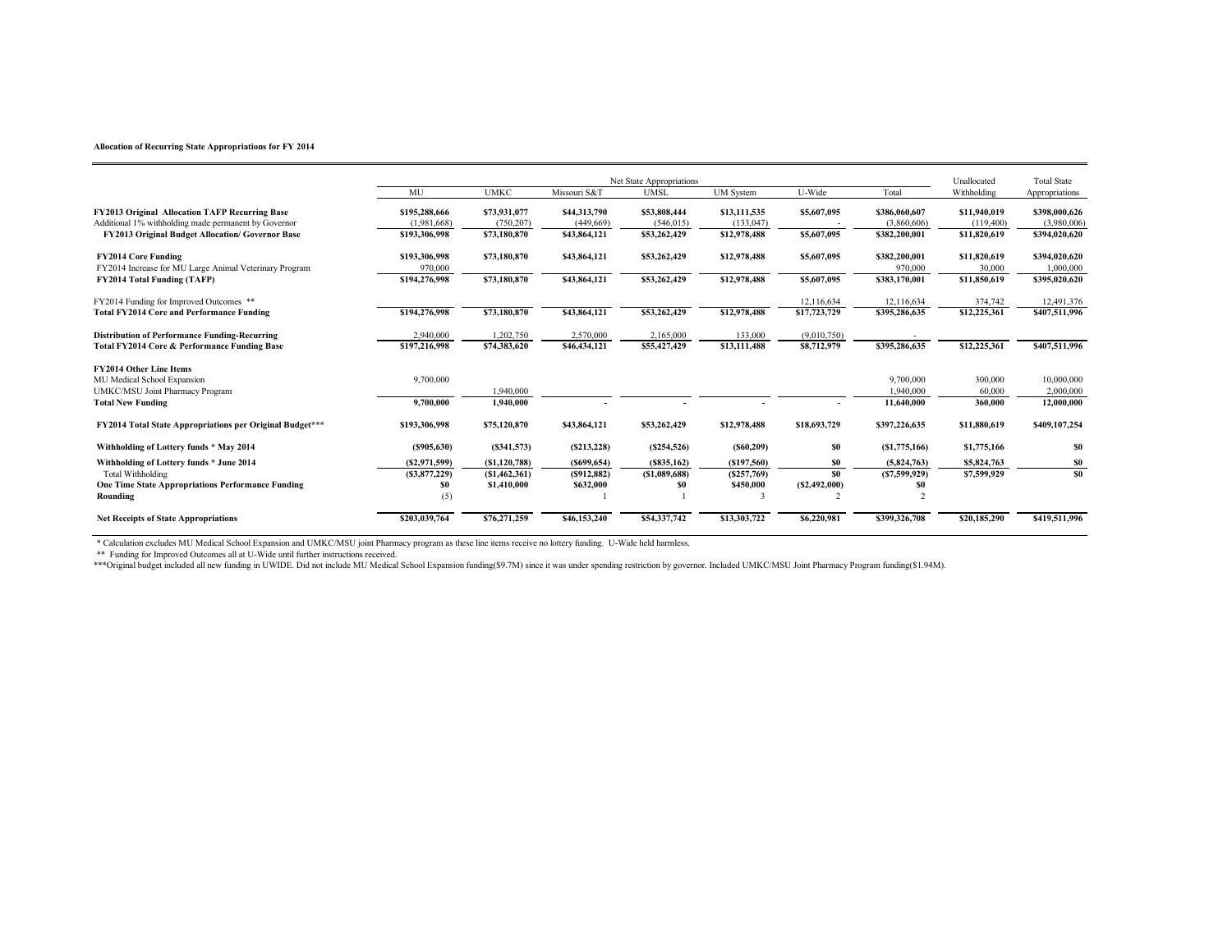**Allocation of Recurring State Appropriations for FY 2014**

| | Net State Appropriations | | | | | | | Unallocated | Total State |
|---|---|---|---|---|---|---|---|---|---|
| | MU | UMKC | Missouri S&T | UMSL | UM System | U-Wide | Total | Withholding | Appropriations |
| **FY2013 Original Allocation TAFP Recurring Base** | **$195,288,666** | **$73,931,077** | **$44,313,790** | **$53,808,444** | **$13,111,535** | **$5,607,095** | **$386,060,607** | **$11,940,019** | **$398,000,626** |
| Additional 1% withholding made permanent by Governor | (1,981,668) | (750,207) | (449,669) | (546,015) | (133,047) | - | (3,860,606) | (119,400) | (3,980,006) |
| **FY2013 Original Budget Allocation/ Governor Base** | **$193,306,998** | **$73,180,870** | **$43,864,121** | **$53,262,429** | **$12,978,488** | **$5,607,095** | **$382,200,001** | **$11,820,619** | **$394,020,620** |
| **FY2014 Core Funding** | **$193,306,998** | **$73,180,870** | **$43,864,121** | **$53,262,429** | **$12,978,488** | **$5,607,095** | **$382,200,001** | **$11,820,619** | **$394,020,620** |
| FY2014 Increase for MU Large Animal Veterinary Program | 970,000 | | | | | | 970,000 | 30,000 | 1,000,000 |
| **FY2014 Total Funding (TAFP)** | **$194,276,998** | **$73,180,870** | **$43,864,121** | **$53,262,429** | **$12,978,488** | **$5,607,095** | **$383,170,001** | **$11,850,619** | **$395,020,620** |
| FY2014 Funding for Improved Outcomes ** | | | | | | 12,116,634 | 12,116,634 | 374,742 | 12,491,376 |
| **Total FY2014 Core and Performance Funding** | **$194,276,998** | **$73,180,870** | **$43,864,121** | **$53,262,429** | **$12,978,488** | **$17,723,729** | **$395,286,635** | **$12,225,361** | **$407,511,996** |
| **Distribution of Performance Funding-Recurring** | 2,940,000 | 1,202,750 | 2,570,000 | 2,165,000 | 133,000 | (9,010,750) | - | | |
| **Total FY2014 Core & Performance Funding Base** | **$197,216,998** | **$74,383,620** | **$46,434,121** | **$55,427,429** | **$13,111,488** | **$8,712,979** | **$395,286,635** | **$12,225,361** | **$407,511,996** |
| **FY2014 Other Line Items** | | | | | | | | | |
| MU Medical School Expansion | 9,700,000 | | | | | | 9,700,000 | 300,000 | 10,000,000 |
| UMKC/MSU Joint Pharmacy Program | | 1,940,000 | | | | | 1,940,000 | 60,000 | 2,000,000 |
| **Total New Funding** | **9,700,000** | **1,940,000** | **-** | **-** | **-** | **-** | **11,640,000** | **360,000** | **12,000,000** |
| **FY2014 Total State Appropriations per Original Budget*** ** | **$193,306,998** | **$75,120,870** | **$43,864,121** | **$53,262,429** | **$12,978,488** | **$18,693,729** | **$397,226,635** | **$11,880,619** | **$409,107,254** |
| **Withholding of Lottery funds * May 2014** | **($905,630)** | **($341,573)** | **($213,228)** | **($254,526)** | **($60,209)** | **$0** | **($1,775,166)** | **$1,775,166** | **$0** |
| **Withholding of Lottery funds * June 2014** | **($2,971,599)** | **($1,120,788)** | **($699,654)** | **($835,162)** | **($197,560)** | **$0** | **(5,824,763)** | **$5,824,763** | **$0** |
| Total Withholding | **($3,877,229)** | **($1,462,361)** | **($912,882)** | **($1,089,688)** | **($257,769)** | **$0** | **($7,599,929)** | **$7,599,929** | **$0** |
| **One Time State Appropriations Performance Funding** | **$0** | **$1,410,000** | **$632,000** | **$0** | **$450,000** | **($2,492,000)** | **$0** | | |
| **Rounding** | (5) | | 1 | 1 | 3 | 2 | 2 | | |
| **Net Receipts of State Appropriations** | **$203,039,764** | **$76,271,259** | **$46,153,240** | **$54,337,742** | **$13,303,722** | **$6,220,981** | **$399,326,708** | **$20,185,290** | **$419,511,996** |

* Calculation excludes MU Medical School Expansion and UMKC/MSU joint Pharmacy program as these line items receive no lottery funding. U-Wide held harmless.

** Funding for Improved Outcomes all at U-Wide until further instructions received.

***Original budget included all new funding in UWIDE. Did not include MU Medical School Expansion funding($9.7M) since it was under spending restriction by governor. Included UMKC/MSU Joint Pharmacy Program funding($1.94M).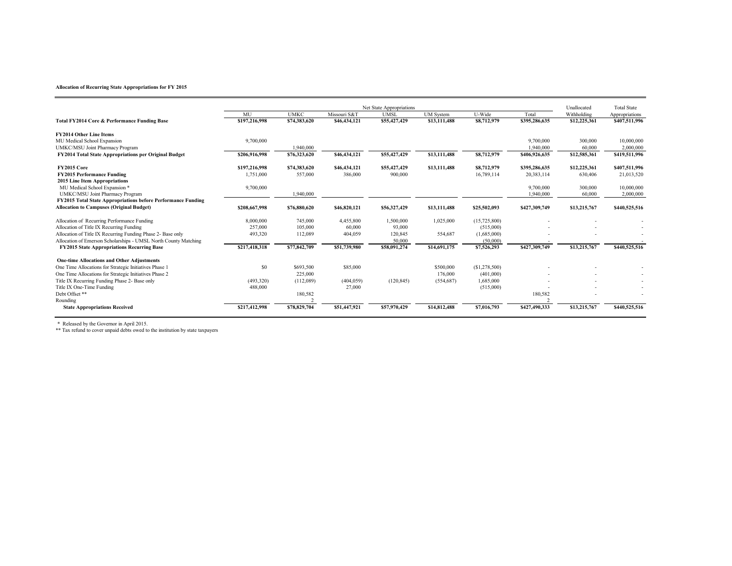**Allocation of Recurring State Appropriations for FY 2015**

| | Net State Appropriations | | | | | | | Unallocated | Total State |
|---|---|---|---|---|---|---|---|---|---|
| | MU | UMKC | Missouri S&T | UMSL | UM System | U-Wide | Total | Withholding | Appropriations |
| **Total FY2014 Core & Performance Funding Base** | **$197,216,998** | **$74,383,620** | **$46,434,121** | **$55,427,429** | **$13,111,488** | **$8,712,979** | **$395,286,635** | **$12,225,361** | **$407,511,996** |
| **FY2014 Other Line Items** | | | | | | | | | |
| MU Medical School Expansion | 9,700,000 | | | | | | 9,700,000 | 300,000 | 10,000,000 |
| UMKC/MSU Joint Pharmacy Program | | 1,940,000 | | | | | 1,940,000 | 60,000 | 2,000,000 |
| **FY2014 Total State Appropriations per Original Budget** | **$206,916,998** | **$76,323,620** | **$46,434,121** | **$55,427,429** | **$13,111,488** | **$8,712,979** | **$406,926,635** | **$12,585,361** | **$419,511,996** |
| **FY2015 Core** | **$197,216,998** | **$74,383,620** | **$46,434,121** | **$55,427,429** | **$13,111,488** | **$8,712,979** | **$395,286,635** | **$12,225,361** | **$407,511,996** |
| **FY2015 Performance Funding** | 1,751,000 | 557,000 | 386,000 | 900,000 | | 16,789,114 | 20,383,114 | 630,406 | 21,013,520 |
| **2015 Line Item Appropriations** | | | | | | | | | |
| MU Medical School Expansion * | 9,700,000 | | | | | | 9,700,000 | 300,000 | 10,000,000 |
| UMKC/MSU Joint Pharmacy Program | | 1,940,000 | | | | | 1,940,000 | 60,000 | 2,000,000 |
| **FY2015 Total State Appropriations before Performance Funding Allocation to Campuses (Original Budget)** | **$208,667,998** | **$76,880,620** | **$46,820,121** | **$56,327,429** | **$13,111,488** | **$25,502,093** | **$427,309,749** | **$13,215,767** | **$440,525,516** |
| Allocation of Recurring Performance Funding | 8,000,000 | 745,000 | 4,455,800 | 1,500,000 | 1,025,000 | (15,725,800) | - | - | - |
| Allocation of Title IX Recurring Funding | 257,000 | 105,000 | 60,000 | 93,000 | | (515,000) | - | - | - |
| Allocation of Title IX Recurring Funding Phase 2- Base only | 493,320 | 112,089 | 404,059 | 120,845 | 554,687 | (1,685,000) | - | - | - |
| Allocation of Emerson Scholarships - UMSL North County Matching | | | | 50,000 | | (50,000) | - | | - |
| **FY2015 State Appropriations Recurring Base** | **$217,418,318** | **$77,842,709** | **$51,739,980** | **$58,091,274** | **$14,691,175** | **$7,526,293** | **$427,309,749** | **$13,215,767** | **$440,525,516** |
| **One-time Allocations and Other Adjustments** | | | | | | | | | |
| One Time Allocations for Strategic Initiatives Phase 1 | $0 | $693,500 | $85,000 | | $500,000 | ($1,278,500) | - | - | - |
| One Time Allocations for Strategic Initiatives Phase 2 | | 225,000 | | | 176,000 | (401,000) | - | - | - |
| Title IX Recurring Funding Phase 2- Base only | (493,320) | (112,089) | (404,059) | (120,845) | (554,687) | 1,685,000 | - | - | - |
| Title IX One-Time Funding | 488,000 | | 27,000 | | | (515,000) | - | - | - |
| Debt Offset ** | | 180,582 | | | | | 180,582 | - | - |
| Rounding | | 2 | | | | | 2 | | |
| **State Appropriations Received** | **$217,412,998** | **$78,829,704** | **$51,447,921** | **$57,970,429** | **$14,812,488** | **$7,016,793** | **$427,490,333** | **$13,215,767** | **$440,525,516** |

\* Released by the Governor in April 2015.

** Tax refund to cover unpaid debts owed to the institution by state taxpayers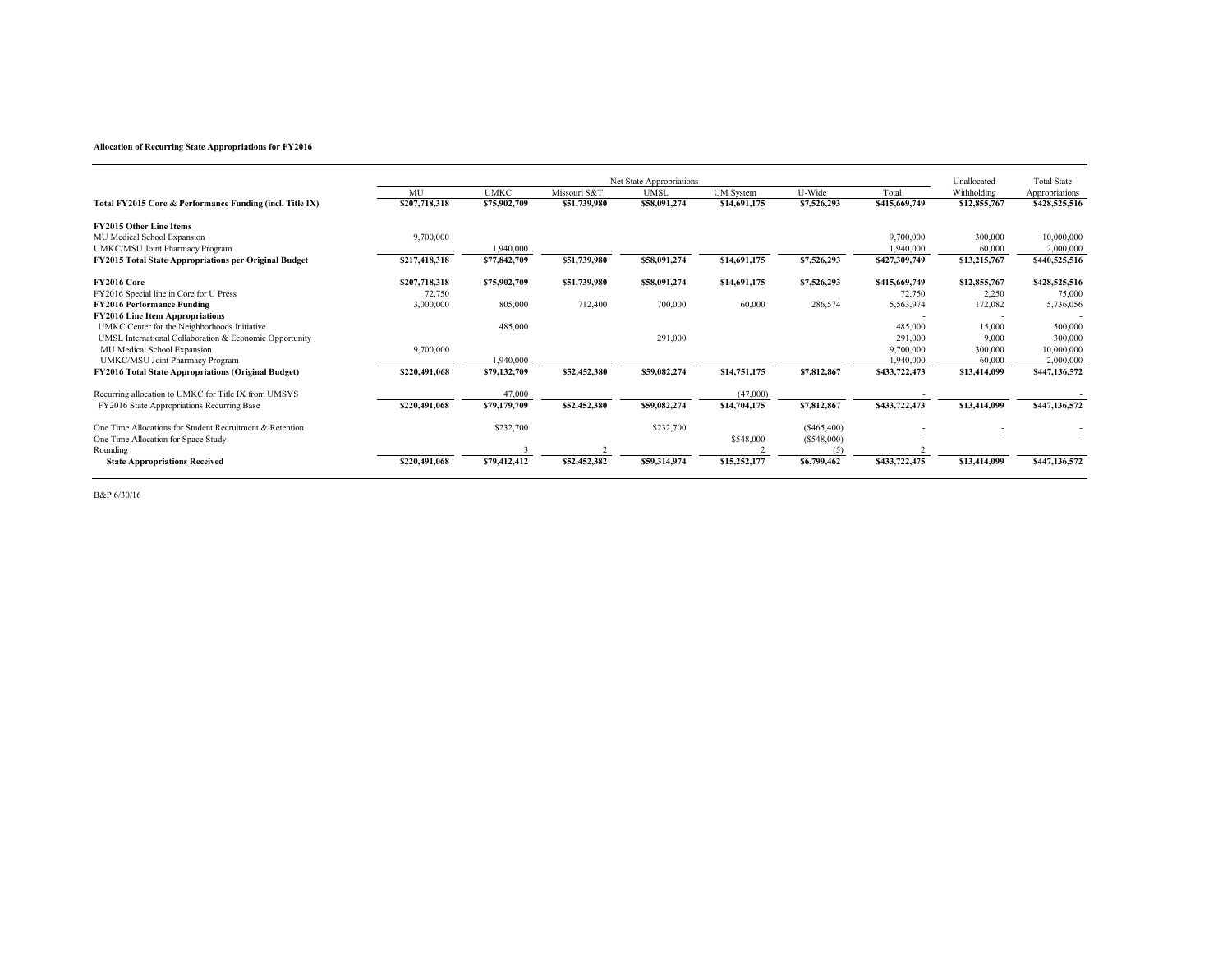**Allocation of Recurring State Appropriations for FY2016**

| | Net State Appropriations | | | | | | | Unallocated | Total State |
|---|---|---|---|---|---|---|---|---|---|
| | MU | UMKC | Missouri S&T | UMSL | UM System | U-Wide | Total | Withholding | Appropriations |
| **Total FY2015 Core & Performance Funding (incl. Title IX)** | **$207,718,318** | **$75,902,709** | **$51,739,980** | **$58,091,274** | **$14,691,175** | **$7,526,293** | **$415,669,749** | **$12,855,767** | **$428,525,516** |
| **FY2015 Other Line Items** | | | | | | | | | |
| MU Medical School Expansion | 9,700,000 | | | | | | 9,700,000 | 300,000 | 10,000,000 |
| UMKC/MSU Joint Pharmacy Program | | 1,940,000 | | | | | 1,940,000 | 60,000 | 2,000,000 |
| **FY2015 Total State Appropriations per Original Budget** | **$217,418,318** | **$77,842,709** | **$51,739,980** | **$58,091,274** | **$14,691,175** | **$7,526,293** | **$427,309,749** | **$13,215,767** | **$440,525,516** |
| **FY2016 Core** | **$207,718,318** | **$75,902,709** | **$51,739,980** | **$58,091,274** | **$14,691,175** | **$7,526,293** | **$415,669,749** | **$12,855,767** | **$428,525,516** |
| FY2016 Special line in Core for U Press | 72,750 | | | | | | 72,750 | 2,250 | 75,000 |
| **FY2016 Performance Funding** | 3,000,000 | 805,000 | 712,400 | 700,000 | 60,000 | 286,574 | 5,563,974 | 172,082 | 5,736,056 |
| **FY2016 Line Item Appropriations** | | | | | | | - | - | - |
| UMKC Center for the Neighborhoods Initiative | | 485,000 | | | | | 485,000 | 15,000 | 500,000 |
| UMSL International Collaboration & Economic Opportunity | | | | 291,000 | | | 291,000 | 9,000 | 300,000 |
| MU Medical School Expansion | 9,700,000 | | | | | | 9,700,000 | 300,000 | 10,000,000 |
| UMKC/MSU Joint Pharmacy Program | | 1,940,000 | | | | | 1,940,000 | 60,000 | 2,000,000 |
| **FY2016 Total State Appropriations (Original Budget)** | **$220,491,068** | **$79,132,709** | **$52,452,380** | **$59,082,274** | **$14,751,175** | **$7,812,867** | **$433,722,473** | **$13,414,099** | **$447,136,572** |
| Recurring allocation to UMKC for Title IX from UMSYS | | 47,000 | | | (47,000) | | - | | - |
| FY2016 State Appropriations Recurring Base | **$220,491,068** | **$79,179,709** | **$52,452,380** | **$59,082,274** | **$14,704,175** | **$7,812,867** | **$433,722,473** | **$13,414,099** | **$447,136,572** |
| One Time Allocations for Student Recruitment & Retention | | $232,700 | | $232,700 | | ($465,400) | - | - | - |
| One Time Allocation for Space Study | | | | | $548,000 | ($548,000) | - | - | - |
| Rounding | | 3 | 2 | | 2 | (5) | 2 | | |
| **State Appropriations Received** | **$220,491,068** | **$79,412,412** | **$52,452,382** | **$59,314,974** | **$15,252,177** | **$6,799,462** | **$433,722,475** | **$13,414,099** | **$447,136,572** |

B&P 6/30/16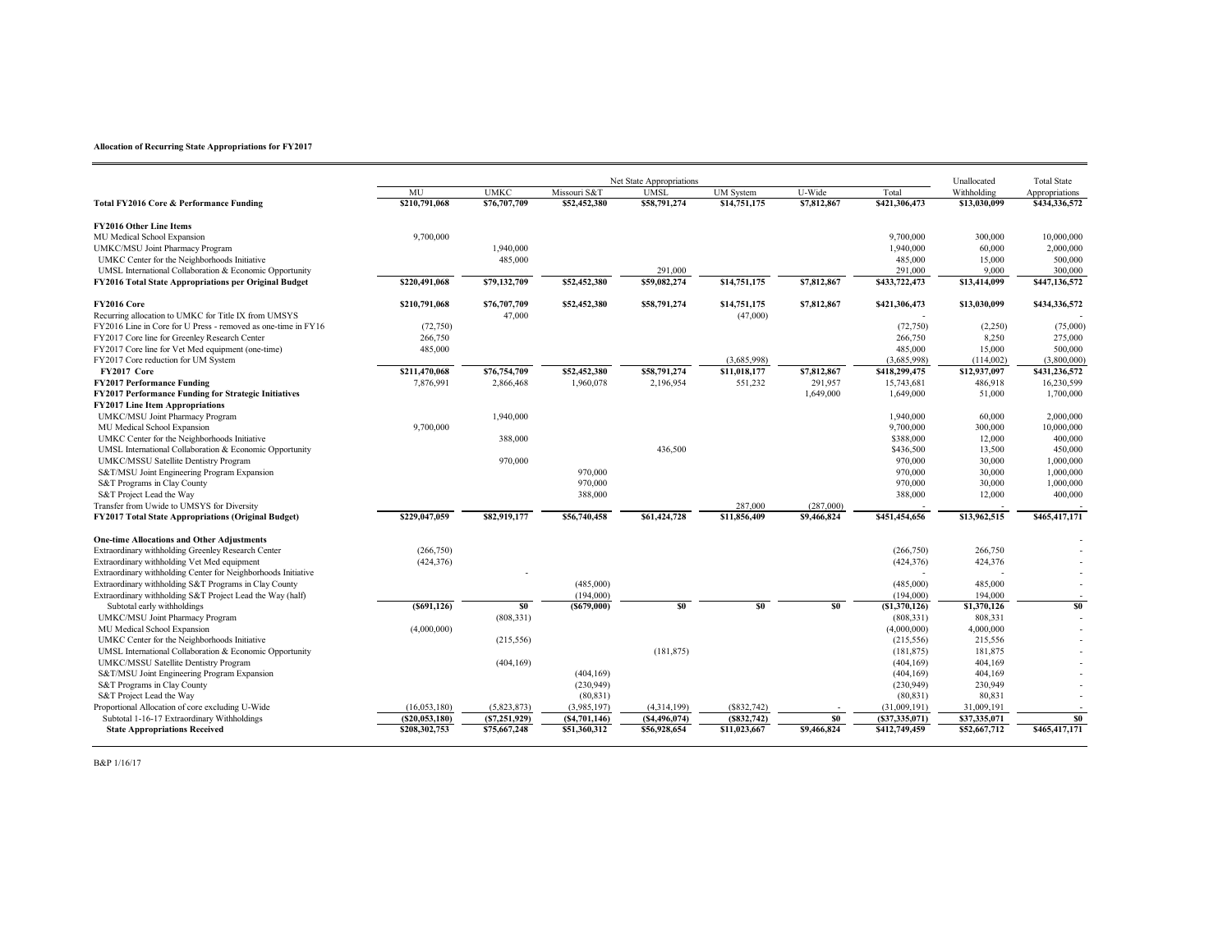**Allocation of Recurring State Appropriations for FY2017**

| | Net State Appropriations | | | | | | | Unallocated | Total State |
|---|---|---|---|---|---|---|---|---|---|
| | MU | UMKC | Missouri S&T | UMSL | UM System | U-Wide | Total | Withholding | Appropriations |
| **Total FY2016 Core & Performance Funding** | **$210,791,068** | **$76,707,709** | **$52,452,380** | **$58,791,274** | **$14,751,175** | **$7,812,867** | **$421,306,473** | **$13,030,099** | **$434,336,572** |
| | | | | | | | | | |
| **FY2016 Other Line Items** | | | | | | | | | |
| MU Medical School Expansion | 9,700,000 | | | | | | 9,700,000 | 300,000 | 10,000,000 |
| UMKC/MSU Joint Pharmacy Program | | 1,940,000 | | | | | 1,940,000 | 60,000 | 2,000,000 |
| UMKC Center for the Neighborhoods Initiative | | 485,000 | | | | | 485,000 | 15,000 | 500,000 |
| UMSL International Collaboration & Economic Opportunity | | | | 291,000 | | | 291,000 | 9,000 | 300,000 |
| **FY2016 Total State Appropriations per Original Budget** | **$220,491,068** | **$79,132,709** | **$52,452,380** | **$59,082,274** | **$14,751,175** | **$7,812,867** | **$433,722,473** | **$13,414,099** | **$447,136,572** |
| | | | | | | | | | |
| **FY2016 Core** | **$210,791,068** | **$76,707,709** | **$52,452,380** | **$58,791,274** | **$14,751,175** | **$7,812,867** | **$421,306,473** | **$13,030,099** | **$434,336,572** |
| Recurring allocation to UMKC for Title IX from UMSYS | | 47,000 | | | (47,000) | | - | | - |
| FY2016 Line in Core for U Press - removed as one-time in FY16 | (72,750) | | | | | | (72,750) | (2,250) | (75,000) |
| FY2017 Core line for Greenley Research Center | 266,750 | | | | | | 266,750 | 8,250 | 275,000 |
| FY2017 Core line for Vet Med equipment (one-time) | 485,000 | | | | | | 485,000 | 15,000 | 500,000 |
| FY2017 Core reduction for UM System | | | | | (3,685,998) | | (3,685,998) | (114,002) | (3,800,000) |
| **FY2017 Core** | **$211,470,068** | **$76,754,709** | **$52,452,380** | **$58,791,274** | **$11,018,177** | **$7,812,867** | **$418,299,475** | **$12,937,097** | **$431,236,572** |
| **FY2017 Performance Funding** | 7,876,991 | 2,866,468 | 1,960,078 | 2,196,954 | 551,232 | 291,957 | 15,743,681 | 486,918 | 16,230,599 |
| **FY2017 Performance Funding for Strategic Initiatives** | | | | | | 1,649,000 | 1,649,000 | 51,000 | 1,700,000 |
| **FY2017 Line Item Appropriations** | | | | | | | | | |
| UMKC/MSU Joint Pharmacy Program | | 1,940,000 | | | | | 1,940,000 | 60,000 | 2,000,000 |
| MU Medical School Expansion | 9,700,000 | | | | | | 9,700,000 | 300,000 | 10,000,000 |
| UMKC Center for the Neighborhoods Initiative | | 388,000 | | | | | $388,000 | 12,000 | 400,000 |
| UMSL International Collaboration & Economic Opportunity | | | | 436,500 | | | $436,500 | 13,500 | 450,000 |
| UMKC/MSSU Satellite Dentistry Program | | 970,000 | | | | | 970,000 | 30,000 | 1,000,000 |
| S&T/MSU Joint Engineering Program Expansion | | | 970,000 | | | | 970,000 | 30,000 | 1,000,000 |
| S&T Programs in Clay County | | | 970,000 | | | | 970,000 | 30,000 | 1,000,000 |
| S&T Project Lead the Way | | | 388,000 | | | | 388,000 | 12,000 | 400,000 |
| Transfer from Uwide to UMSYS for Diversity | | | | | 287,000 | (287,000) | - | | - |
| **FY2017 Total State Appropriations (Original Budget)** | **$229,047,059** | **$82,919,177** | **$56,740,458** | **$61,424,728** | **$11,856,409** | **$9,466,824** | **$451,454,656** | **$13,962,515** | **$465,417,171** |
| | | | | | | | | | |
| **One-time Allocations and Other Adjustments** | | | | | | | | | |
| Extraordinary withholding Greenley Research Center | (266,750) | | | | | | (266,750) | 266,750 | - |
| Extraordinary withholding Vet Med equipment | (424,376) | | | | | | (424,376) | 424,376 | - |
| Extraordinary withholding Center for Neighborhoods Initiative | | - | | | | | - | - | - |
| Extraordinary withholding S&T Programs in Clay County | | | (485,000) | | | | (485,000) | 485,000 | - |
| Extraordinary withholding S&T Project Lead the Way (half) | | | (194,000) | | | | (194,000) | 194,000 | - |
| Subtotal early withholdings | **($691,126)** | **$0** | **($679,000)** | **$0** | **$0** | **$0** | **($1,370,126)** | **$1,370,126** | **$0** |
| UMKC/MSU Joint Pharmacy Program | | (808,331) | | | | | (808,331) | 808,331 | - |
| MU Medical School Expansion | (4,000,000) | | | | | | (4,000,000) | 4,000,000 | - |
| UMKC Center for the Neighborhoods Initiative | | (215,556) | | | | | (215,556) | 215,556 | - |
| UMSL International Collaboration & Economic Opportunity | | | | (181,875) | | | (181,875) | 181,875 | - |
| UMKC/MSSU Satellite Dentistry Program | | (404,169) | | | | | (404,169) | 404,169 | - |
| S&T/MSU Joint Engineering Program Expansion | | | (404,169) | | | | (404,169) | 404,169 | - |
| S&T Programs in Clay County | | | (230,949) | | | | (230,949) | 230,949 | - |
| S&T Project Lead the Way | | | (80,831) | | | | (80,831) | 80,831 | - |
| Proportional Allocation of core excluding U-Wide | (16,053,180) | (5,823,873) | (3,985,197) | (4,314,199) | ($832,742) | - | (31,009,191) | 31,009,191 | - |
| Subtotal 1-16-17 Extraordinary Withholdings | **($20,053,180)** | **($7,251,929)** | **($4,701,146)** | **($4,496,074)** | **($832,742)** | **$0** | **($37,335,071)** | **$37,335,071** | **$0** |
| **State Appropriations Received** | **$208,302,753** | **$75,667,248** | **$51,360,312** | **$56,928,654** | **$11,023,667** | **$9,466,824** | **$412,749,459** | **$52,667,712** | **$465,417,171** |

B&P 1/16/17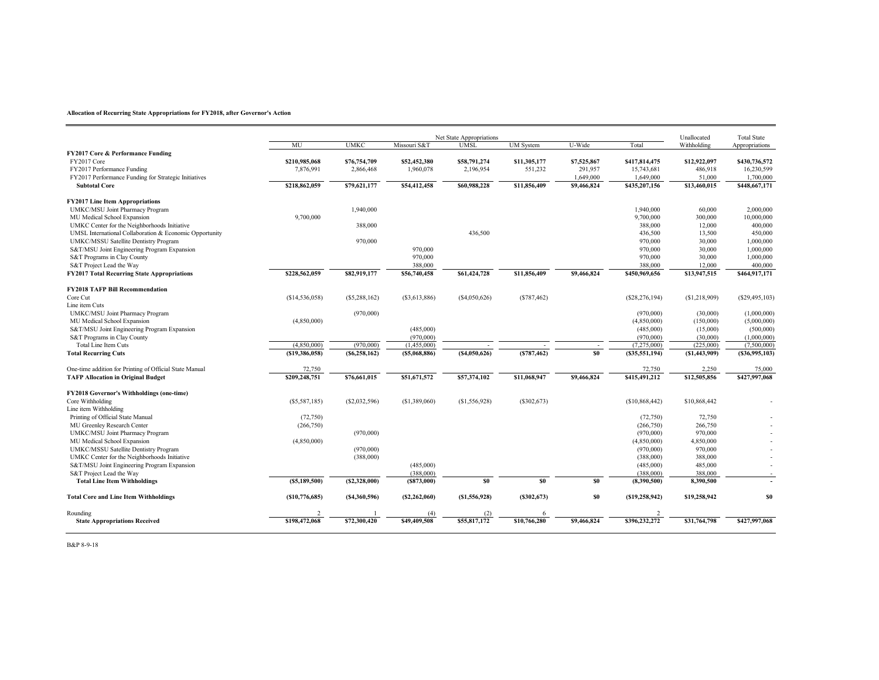**Allocation of Recurring State Appropriations for FY2018, after Governor's Action**

| | Net State Appropriations | | | | | | | Unallocated | Total State |
|---|---|---|---|---|---|---|---|---|---|
| | MU | UMKC | Missouri S&T | UMSL | UM System | U-Wide | Total | Withholding | Appropriations |
| **FY2017 Core & Performance Funding** | | | | | | | | | |
| FY2017 Core | **$210,985,068** | **$76,754,709** | **$52,452,380** | **$58,791,274** | **$11,305,177** | **$7,525,867** | **$417,814,475** | **$12,922,097** | **$430,736,572** |
| FY2017 Performance Funding | 7,876,991 | 2,866,468 | 1,960,078 | 2,196,954 | 551,232 | 291,957 | 15,743,681 | 486,918 | 16,230,599 |
| FY2017 Performance Funding for Strategic Initiatives | | | | | | 1,649,000 | 1,649,000 | 51,000 | 1,700,000 |
| **Subtotal Core** | **$218,862,059** | **$79,621,177** | **$54,412,458** | **$60,988,228** | **$11,856,409** | **$9,466,824** | **$435,207,156** | **$13,460,015** | **$448,667,171** |
| **FY2017 Line Item Appropriations** | | | | | | | | | |
| UMKC/MSU Joint Pharmacy Program | | 1,940,000 | | | | | 1,940,000 | 60,000 | 2,000,000 |
| MU Medical School Expansion | 9,700,000 | | | | | | 9,700,000 | 300,000 | 10,000,000 |
| UMKC Center for the Neighborhoods Initiative | | 388,000 | | | | | 388,000 | 12,000 | 400,000 |
| UMSL International Collaboration & Economic Opportunity | | | | 436,500 | | | 436,500 | 13,500 | 450,000 |
| UMKC/MSSU Satellite Dentistry Program | | 970,000 | | | | | 970,000 | 30,000 | 1,000,000 |
| S&T/MSU Joint Engineering Program Expansion | | | 970,000 | | | | 970,000 | 30,000 | 1,000,000 |
| S&T Programs in Clay County | | | 970,000 | | | | 970,000 | 30,000 | 1,000,000 |
| S&T Project Lead the Way | | | 388,000 | | | | 388,000 | 12,000 | 400,000 |
| **FY2017 Total Recurring State Appropriations** | **$228,562,059** | **$82,919,177** | **$56,740,458** | **$61,424,728** | **$11,856,409** | **$9,466,824** | **$450,969,656** | **$13,947,515** | **$464,917,171** |
| **FY2018 TAFP Bill Recommendation** | | | | | | | | | |
| Core Cut | ($14,536,058) | ($5,288,162) | ($3,613,886) | ($4,050,626) | ($787,462) | | ($28,276,194) | ($1,218,909) | ($29,495,103) |
| Line item Cuts | | | | | | | | | |
| UMKC/MSU Joint Pharmacy Program | | (970,000) | | | | | (970,000) | (30,000) | (1,000,000) |
| MU Medical School Expansion | (4,850,000) | | | | | | (4,850,000) | (150,000) | (5,000,000) |
| S&T/MSU Joint Engineering Program Expansion | | | (485,000) | | | | (485,000) | (15,000) | (500,000) |
| S&T Programs in Clay County | | | (970,000) | | | | (970,000) | (30,000) | (1,000,000) |
| Total Line Item Cuts | (4,850,000) | (970,000) | (1,455,000) | - | - | - | (7,275,000) | (225,000) | (7,500,000) |
| **Total Recurring Cuts** | **($19,386,058)** | **($6,258,162)** | **($5,068,886)** | **($4,050,626)** | **($787,462)** | **$0** | **($35,551,194)** | **($1,443,909)** | **($36,995,103)** |
| One-time addition for Printing of Official State Manual | 72,750 | | | | | | 72,750 | 2,250 | 75,000 |
| **TAFP Allocation in Original Budget** | **$209,248,751** | **$76,661,015** | **$51,671,572** | **$57,374,102** | **$11,068,947** | **$9,466,824** | **$415,491,212** | **$12,505,856** | **$427,997,068** |
| **FY2018 Governor's Withholdings (one-time)** | | | | | | | | | |
| Core Withholding | ($5,587,185) | ($2,032,596) | ($1,389,060) | ($1,556,928) | ($302,673) | | ($10,868,442) | $10,868,442 | - |
| Line item Withholding | | | | | | | | | |
| Printing of Official State Manual | (72,750) | | | | | | (72,750) | 72,750 | - |
| MU Greenley Research Center | (266,750) | | | | | | (266,750) | 266,750 | - |
| UMKC/MSU Joint Pharmacy Program | | (970,000) | | | | | (970,000) | 970,000 | - |
| MU Medical School Expansion | (4,850,000) | | | | | | (4,850,000) | 4,850,000 | - |
| UMKC/MSSU Satellite Dentistry Program | | (970,000) | | | | | (970,000) | 970,000 | - |
| UMKC Center for the Neighborhoods Initiative | | (388,000) | | | | | (388,000) | 388,000 | - |
| S&T/MSU Joint Engineering Program Expansion | | | (485,000) | | | | (485,000) | 485,000 | - |
| S&T Project Lead the Way | | | (388,000) | | | | (388,000) | 388,000 | - |
| **Total Line Item Withholdings** | **($5,189,500)** | **($2,328,000)** | **($873,000)** | **$0** | **$0** | **$0** | **(8,390,500)** | **8,390,500** | **-** |
| **Total Core and Line Item Withholdings** | **($10,776,685)** | **($4,360,596)** | **($2,262,060)** | **($1,556,928)** | **($302,673)** | **$0** | **($19,258,942)** | **$19,258,942** | **$0** |
| Rounding | 2 | 1 | (4) | (2) | 6 | | 2 | | |
| **State Appropriations Received** | **$198,472,068** | **$72,300,420** | **$49,409,508** | **$55,817,172** | **$10,766,280** | **$9,466,824** | **$396,232,272** | **$31,764,798** | **$427,997,068** |

B&P 8-9-18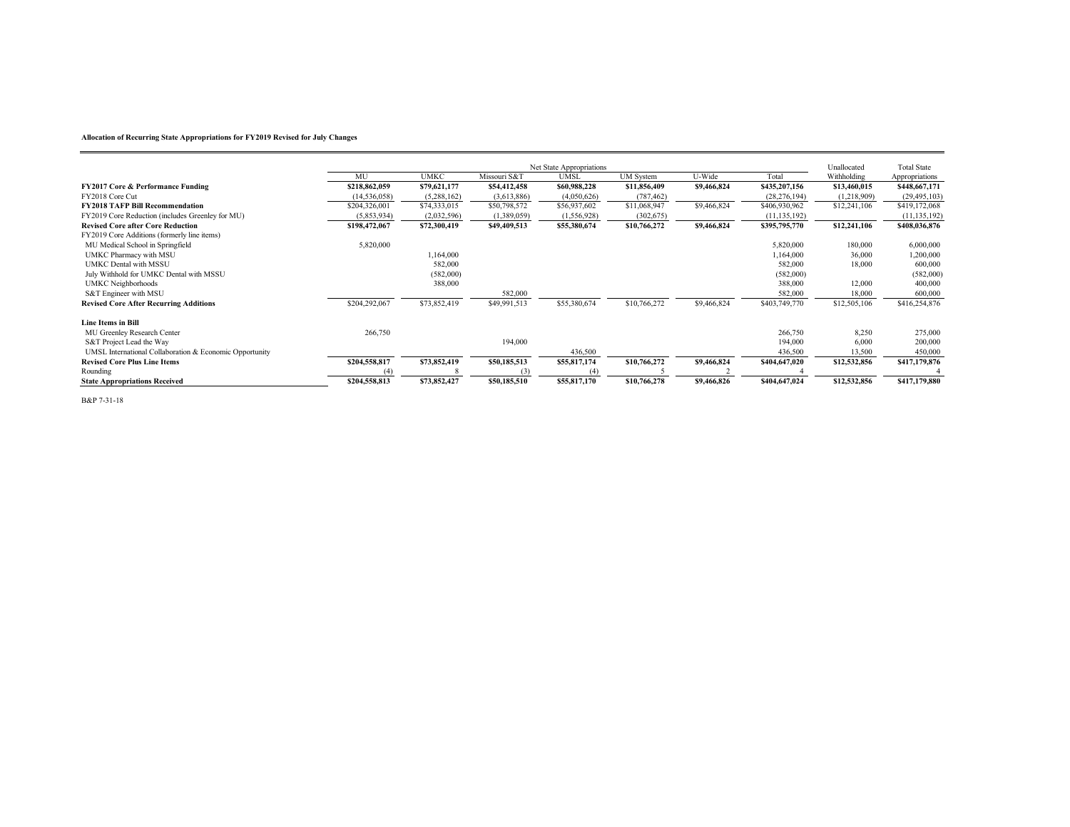**Allocation of Recurring State Appropriations for FY2019 Revised for July Changes**

| | Net State Appropriations | | | | | | | Unallocated | Total State |
|---|---|---|---|---|---|---|---|---|---|
| | MU | UMKC | Missouri S&T | UMSL | UM System | U-Wide | Total | Withholding | Appropriations |
| **FY2017 Core & Performance Funding** | **$218,862,059** | **$79,621,177** | **$54,412,458** | **$60,988,228** | **$11,856,409** | **$9,466,824** | **$435,207,156** | **$13,460,015** | **$448,667,171** |
| FY2018 Core Cut | (14,536,058) | (5,288,162) | (3,613,886) | (4,050,626) | (787,462) | | (28,276,194) | (1,218,909) | (29,495,103) |
| **FY2018 TAFP Bill Recommendation** | $204,326,001 | $74,333,015 | $50,798,572 | $56,937,602 | $11,068,947 | $9,466,824 | $406,930,962 | $12,241,106 | $419,172,068 |
| FY2019 Core Reduction (includes Greenley for MU) | (5,853,934) | (2,032,596) | (1,389,059) | (1,556,928) | (302,675) | | (11,135,192) | | (11,135,192) |
| **Revised Core after Core Reduction** | **$198,472,067** | **$72,300,419** | **$49,409,513** | **$55,380,674** | **$10,766,272** | **$9,466,824** | **$395,795,770** | **$12,241,106** | **$408,036,876** |
| FY2019 Core Additions (formerly line items) | | | | | | | | | |
| MU Medical School in Springfield | 5,820,000 | | | | | | 5,820,000 | 180,000 | 6,000,000 |
| UMKC Pharmacy with MSU | | 1,164,000 | | | | | 1,164,000 | 36,000 | 1,200,000 |
| UMKC Dental with MSSU | | 582,000 | | | | | 582,000 | 18,000 | 600,000 |
| July Withhold for UMKC Dental with MSSU | | (582,000) | | | | | (582,000) | | (582,000) |
| UMKC Neighborhoods | | 388,000 | | | | | 388,000 | 12,000 | 400,000 |
| S&T Engineer with MSU | | | 582,000 | | | | 582,000 | 18,000 | 600,000 |
| **Revised Core After Recurring Additions** | $204,292,067 | $73,852,419 | $49,991,513 | $55,380,674 | $10,766,272 | $9,466,824 | $403,749,770 | $12,505,106 | $416,254,876 |
| **Line Items in Bill** | | | | | | | | | |
| MU Greenley Research Center | 266,750 | | | | | | 266,750 | 8,250 | 275,000 |
| S&T Project Lead the Way | | | 194,000 | | | | 194,000 | 6,000 | 200,000 |
| UMSL International Collaboration & Economic Opportunity | | | | 436,500 | | | 436,500 | 13,500 | 450,000 |
| **Revised Core Plus Line Items** | **$204,558,817** | **$73,852,419** | **$50,185,513** | **$55,817,174** | **$10,766,272** | **$9,466,824** | **$404,647,020** | **$12,532,856** | **$417,179,876** |
| Rounding | (4) | 8 | (3) | (4) | 5 | 2 | 4 | | 4 |
| **State Appropriations Received** | **$204,558,813** | **$73,852,427** | **$50,185,510** | **$55,817,170** | **$10,766,278** | **$9,466,826** | **$404,647,024** | **$12,532,856** | **$417,179,880** |

B&P 7-31-18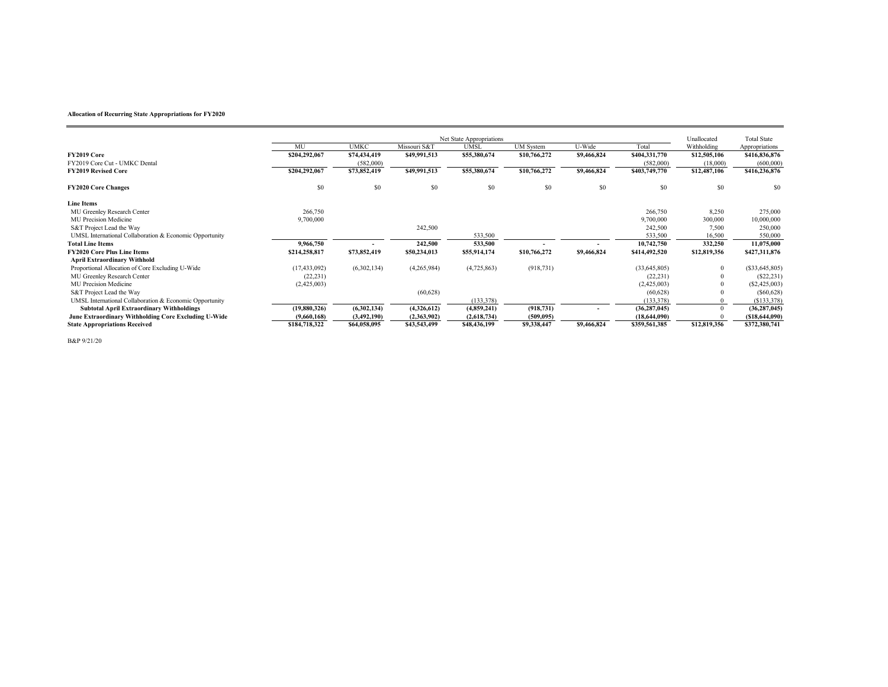**Allocation of Recurring State Appropriations for FY2020**

| | Net State Appropriations | | | | | | | Unallocated | Total State |
|---|---|---|---|---|---|---|---|---|---|
| | MU | UMKC | Missouri S&T | UMSL | UM System | U-Wide | Total | Withholding | Appropriations |
| **FY2019 Core** | **$204,292,067** | **$74,434,419** | **$49,991,513** | **$55,380,674** | **$10,766,272** | **$9,466,824** | **$404,331,770** | **$12,505,106** | **$416,836,876** |
| FY2019 Core Cut - UMKC Dental | | (582,000) | | | | | (582,000) | (18,000) | (600,000) |
| **FY2019 Revised Core** | **$204,292,067** | **$73,852,419** | **$49,991,513** | **$55,380,674** | **$10,766,272** | **$9,466,824** | **$403,749,770** | **$12,487,106** | **$416,236,876** |
| | | | | | | | | | |
| **FY2020 Core Changes** | $0 | $0 | $0 | $0 | $0 | $0 | $0 | $0 | $0 |
| | | | | | | | | | |
| **Line Items** | | | | | | | | | |
| MU Greenley Research Center | 266,750 | | | | | | 266,750 | 8,250 | 275,000 |
| MU Precision Medicine | 9,700,000 | | | | | | 9,700,000 | 300,000 | 10,000,000 |
| S&T Project Lead the Way | | | 242,500 | | | | 242,500 | 7,500 | 250,000 |
| UMSL International Collaboration & Economic Opportunity | | | | 533,500 | | | 533,500 | 16,500 | 550,000 |
| **Total Line Items** | **9,966,750** | **-** | **242,500** | **533,500** | **-** | **-** | **10,742,750** | **332,250** | **11,075,000** |
| **FY2020 Core Plus Line Items** | **$214,258,817** | **$73,852,419** | **$50,234,013** | **$55,914,174** | **$10,766,272** | **$9,466,824** | **$414,492,520** | **$12,819,356** | **$427,311,876** |
| **April Extraordinary Withhold** | | | | | | | | | |
| Proportional Allocation of Core Excluding U-Wide | (17,433,092) | (6,302,134) | (4,265,984) | (4,725,863) | (918,731) | | (33,645,805) | 0 | ($33,645,805) |
| MU Greenley Research Center | (22,231) | | | | | | (22,231) | 0 | ($22,231) |
| MU Precision Medicine | (2,425,003) | | | | | | (2,425,003) | 0 | ($2,425,003) |
| S&T Project Lead the Way | | | (60,628) | | | | (60,628) | 0 | ($60,628) |
| UMSL International Collaboration & Economic Opportunity | | | | (133,378) | | | (133,378) | 0 | ($133,378) |
| **Subtotal April Extraordinary Withholdings** | **(19,880,326)** | **(6,302,134)** | **(4,326,612)** | **(4,859,241)** | **(918,731)** | **-** | **(36,287,045)** | **0** | **(36,287,045)** |
| **June Extraordinary Withholding Core Excluding U-Wide** | **(9,660,168)** | **(3,492,190)** | **(2,363,902)** | **(2,618,734)** | **(509,095)** | | **(18,644,090)** | **0** | **($18,644,090)** |
| **State Appropriations Received** | **$184,718,322** | **$64,058,095** | **$43,543,499** | **$48,436,199** | **$9,338,447** | **$9,466,824** | **$359,561,385** | **$12,819,356** | **$372,380,741** |

B&P 9/21/20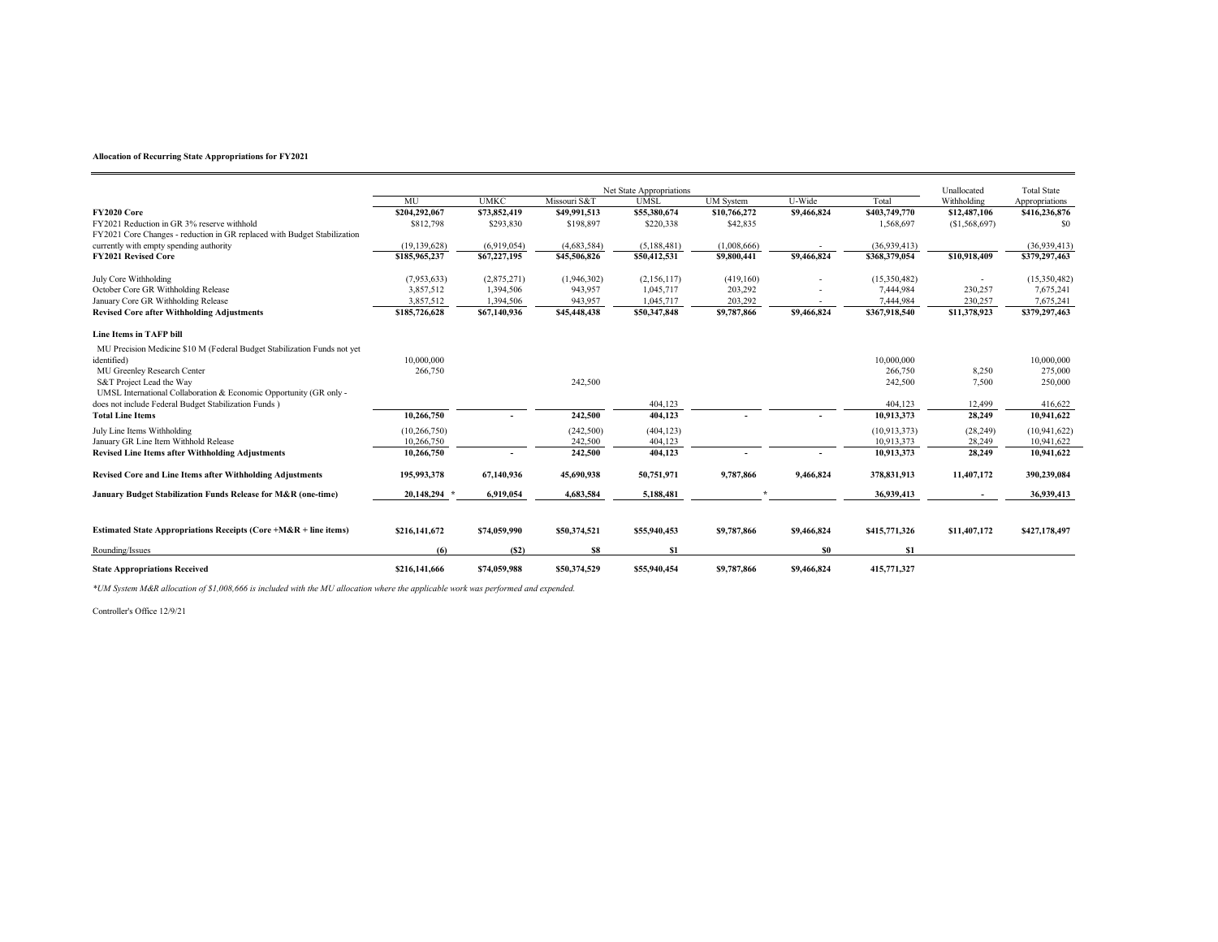**Allocation of Recurring State Appropriations for FY2021**

| | Net State Appropriations | | | | | | | Unallocated | Total State |
|---|---|---|---|---|---|---|---|---|---|
| | MU | UMKC | Missouri S&T | UMSL | UM System | U-Wide | Total | Withholding | Appropriations |
| **FY2020 Core** | **$204,292,067** | **$73,852,419** | **$49,991,513** | **$55,380,674** | **$10,766,272** | **$9,466,824** | **$403,749,770** | **$12,487,106** | **$416,236,876** |
| FY2021 Reduction in GR 3% reserve withhold | $812,798 | $293,830 | $198,897 | $220,338 | $42,835 | | 1,568,697 | ($1,568,697) | $0 |
| FY2021 Core Changes - reduction in GR replaced with Budget Stabilization currently with empty spending authority | (19,139,628) | (6,919,054) | (4,683,584) | (5,188,481) | (1,008,666) | - | (36,939,413) | | (36,939,413) |
| **FY2021 Revised Core** | **$185,965,237** | **$67,227,195** | **$45,506,826** | **$50,412,531** | **$9,800,441** | **$9,466,824** | **$368,379,054** | **$10,918,409** | **$379,297,463** |
| July Core Withholding | (7,953,633) | (2,875,271) | (1,946,302) | (2,156,117) | (419,160) | - | (15,350,482) | - | (15,350,482) |
| October Core GR Withholding Release | 3,857,512 | 1,394,506 | 943,957 | 1,045,717 | 203,292 | - | 7,444,984 | 230,257 | 7,675,241 |
| January Core GR Withholding Release | 3,857,512 | 1,394,506 | 943,957 | 1,045,717 | 203,292 | - | 7,444,984 | 230,257 | 7,675,241 |
| **Revised Core after Withholding Adjustments** | **$185,726,628** | **$67,140,936** | **$45,448,438** | **$50,347,848** | **$9,787,866** | **$9,466,824** | **$367,918,540** | **$11,378,923** | **$379,297,463** |
| **Line Items in TAFP bill** | | | | | | | | | |
| MU Precision Medicine $10 M (Federal Budget Stabilization Funds not yet identified) | 10,000,000 | | | | | | 10,000,000 | | 10,000,000 |
| MU Greenley Research Center | 266,750 | | | | | | 266,750 | 8,250 | 275,000 |
| S&T Project Lead the Way | | | 242,500 | | | | 242,500 | 7,500 | 250,000 |
| UMSL International Collaboration & Economic Opportunity (GR only - does not include Federal Budget Stabilization Funds ) | | | | 404,123 | | | 404,123 | 12,499 | 416,622 |
| **Total Line Items** | **10,266,750** | **-** | **242,500** | **404,123** | **-** | **-** | **10,913,373** | **28,249** | **10,941,622** |
| July Line Items Withholding | (10,266,750) | | (242,500) | (404,123) | | | (10,913,373) | (28,249) | (10,941,622) |
| January GR Line Item Withhold Release | 10,266,750 | | 242,500 | 404,123 | | | 10,913,373 | 28,249 | 10,941,622 |
| **Revised Line Items after Withholding Adjustments** | **10,266,750** | **-** | **242,500** | **404,123** | **-** | **-** | **10,913,373** | **28,249** | **10,941,622** |
| **Revised Core and Line Items after Withholding Adjustments** | **195,993,378** | **67,140,936** | **45,690,938** | **50,751,971** | **9,787,866** | **9,466,824** | **378,831,913** | **11,407,172** | **390,239,084** |
| **January Budget Stabilization Funds Release for M&R (one-time)** | **20,148,294** * | **6,919,054** | **4,683,584** | **5,188,481** | * | | **36,939,413** | **-** | **36,939,413** |
| **Estimated State Appropriations Receipts (Core +M&R + line items)** | **$216,141,672** | **$74,059,990** | **$50,374,521** | **$55,940,453** | **$9,787,866** | **$9,466,824** | **$415,771,326** | **$11,407,172** | **$427,178,497** |
| Rounding/Issues | **(6)** | **($2)** | **$8** | **$1** | | **$0** | **$1** | | |
| **State Appropriations Received** | **$216,141,666** | **$74,059,988** | **$50,374,529** | **$55,940,454** | **$9,787,866** | **$9,466,824** | **415,771,327** | | |

*\*UM System M&R allocation of $1,008,666 is included with the MU allocation where the applicable work was performed and expended.*

Controller's Office 12/9/21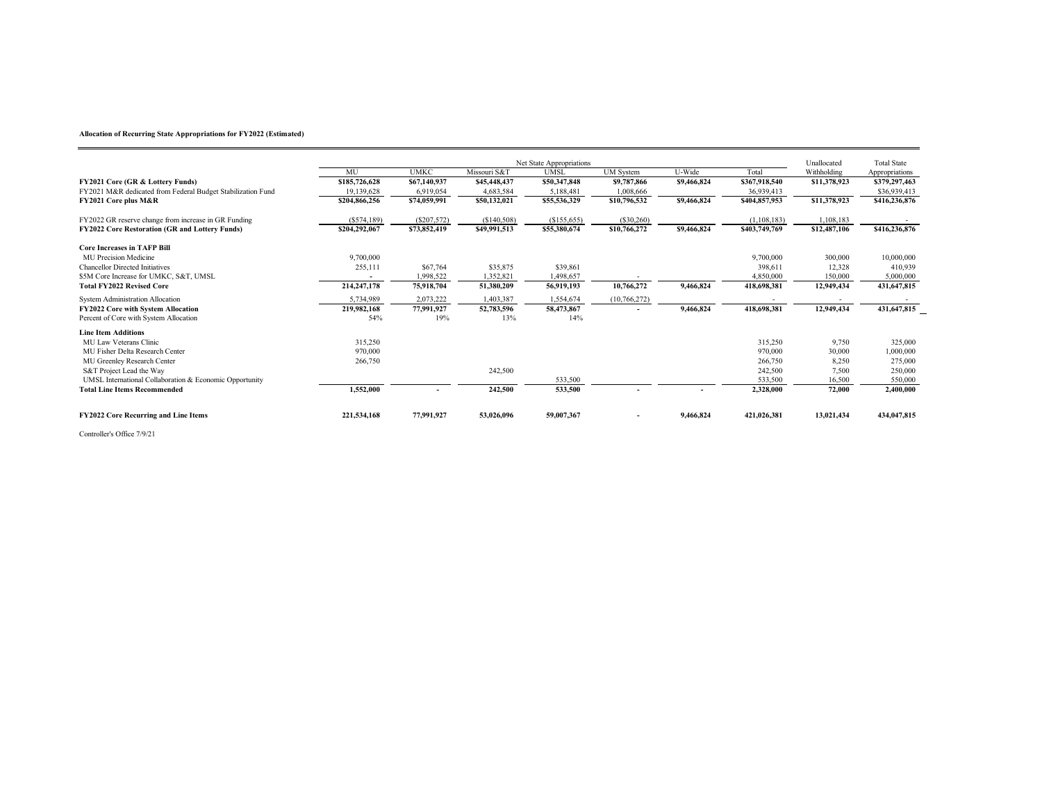**Allocation of Recurring State Appropriations for FY2022 (Estimated)**

| | Net State Appropriations | | | | | | | Unallocated | Total State |
|---|---|---|---|---|---|---|---|---|---|
| | MU | UMKC | Missouri S&T | UMSL | UM System | U-Wide | Total | Withholding | Appropriations |
| **FY2021 Core (GR & Lottery Funds)** | **$185,726,628** | **$67,140,937** | **$45,448,437** | **$50,347,848** | **$9,787,866** | **$9,466,824** | **$367,918,540** | **$11,378,923** | **$379,297,463** |
| FY2021 M&R dedicated from Federal Budget Stabilization Fund | 19,139,628 | 6,919,054 | 4,683,584 | 5,188,481 | 1,008,666 | | 36,939,413 | | $36,939,413 |
| **FY2021 Core plus M&R** | **$204,866,256** | **$74,059,991** | **$50,132,021** | **$55,536,329** | **$10,796,532** | **$9,466,824** | **$404,857,953** | **$11,378,923** | **$416,236,876** |
| FY2022 GR reserve change from increase in GR Funding | ($574,189) | ($207,572) | ($140,508) | ($155,655) | ($30,260) | | (1,108,183) | 1,108,183 | - |
| **FY2022 Core Restoration (GR and Lottery Funds)** | **$204,292,067** | **$73,852,419** | **$49,991,513** | **$55,380,674** | **$10,766,272** | **$9,466,824** | **$403,749,769** | **$12,487,106** | **$416,236,876** |
| **Core Increases in TAFP Bill** | | | | | | | | | |
| MU Precision Medicine | 9,700,000 | | | | | | 9,700,000 | 300,000 | 10,000,000 |
| Chancellor Directed Initiatives | 255,111 | $67,764 | $35,875 | $39,861 | | | 398,611 | 12,328 | 410,939 |
| $5M Core Increase for UMKC, S&T, UMSL | - | 1,998,522 | 1,352,821 | 1,498,657 | - | | 4,850,000 | 150,000 | 5,000,000 |
| **Total FY2022 Revised Core** | **214,247,178** | **75,918,704** | **51,380,209** | **56,919,193** | **10,766,272** | **9,466,824** | **418,698,381** | **12,949,434** | **431,647,815** |
| System Administration Allocation | 5,734,989 | 2,073,222 | 1,403,387 | 1,554,674 | (10,766,272) | | - | - | - |
| **FY2022 Core with System Allocation** | **219,982,168** | **77,991,927** | **52,783,596** | **58,473,867** | **-** | **9,466,824** | **418,698,381** | **12,949,434** | **431,647,815** |
| Percent of Core with System Allocation | 54% | 19% | 13% | 14% | | | | | |
| **Line Item Additions** | | | | | | | | | |
| MU Law Veterans Clinic | 315,250 | | | | | | 315,250 | 9,750 | 325,000 |
| MU Fisher Delta Research Center | 970,000 | | | | | | 970,000 | 30,000 | 1,000,000 |
| MU Greenley Research Center | 266,750 | | | | | | 266,750 | 8,250 | 275,000 |
| S&T Project Lead the Way | | | 242,500 | | | | 242,500 | 7,500 | 250,000 |
| UMSL International Collaboration & Economic Opportunity | | | | 533,500 | | | 533,500 | 16,500 | 550,000 |
| **Total Line Items Recommended** | **1,552,000** | **-** | **242,500** | **533,500** | **-** | **-** | **2,328,000** | **72,000** | **2,400,000** |
| **FY2022 Core Recurring and Line Items** | **221,534,168** | **77,991,927** | **53,026,096** | **59,007,367** | **-** | **9,466,824** | **421,026,381** | **13,021,434** | **434,047,815** |

Controller's Office 7/9/21